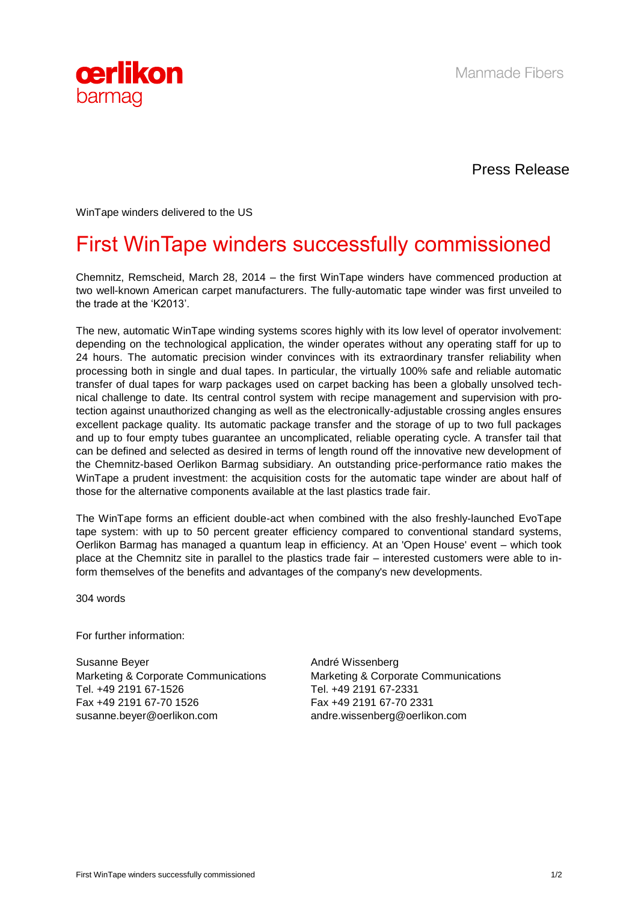oerlikon
barmag

Manmade Fibers

Press Release

WinTape winders delivered to the US

# First WinTape winders successfully commissioned

Chemnitz, Remscheid, March 28, 2014 – the first WinTape winders have commenced production at two well-known American carpet manufacturers. The fully-automatic tape winder was first unveiled to the trade at the 'K2013'.

The new, automatic WinTape winding systems scores highly with its low level of operator involvement: depending on the technological application, the winder operates without any operating staff for up to 24 hours. The automatic precision winder convinces with its extraordinary transfer reliability when processing both in single and dual tapes. In particular, the virtually 100% safe and reliable automatic transfer of dual tapes for warp packages used on carpet backing has been a globally unsolved technical challenge to date. Its central control system with recipe management and supervision with protection against unauthorized changing as well as the electronically-adjustable crossing angles ensures excellent package quality. Its automatic package transfer and the storage of up to two full packages and up to four empty tubes guarantee an uncomplicated, reliable operating cycle. A transfer tail that can be defined and selected as desired in terms of length round off the innovative new development of the Chemnitz-based Oerlikon Barmag subsidiary. An outstanding price-performance ratio makes the WinTape a prudent investment: the acquisition costs for the automatic tape winder are about half of those for the alternative components available at the last plastics trade fair.

The WinTape forms an efficient double-act when combined with the also freshly-launched EvoTape tape system: with up to 50 percent greater efficiency compared to conventional standard systems, Oerlikon Barmag has managed a quantum leap in efficiency. At an 'Open House' event – which took place at the Chemnitz site in parallel to the plastics trade fair – interested customers were able to inform themselves of the benefits and advantages of the company's new developments.

304 words

For further information:

Susanne Beyer
Marketing & Corporate Communications
Tel. +49 2191 67-1526
Fax +49 2191 67-70 1526
susanne.beyer@oerlikon.com

André Wissenberg
Marketing & Corporate Communications
Tel. +49 2191 67-2331
Fax +49 2191 67-70 2331
andre.wissenberg@oerlikon.com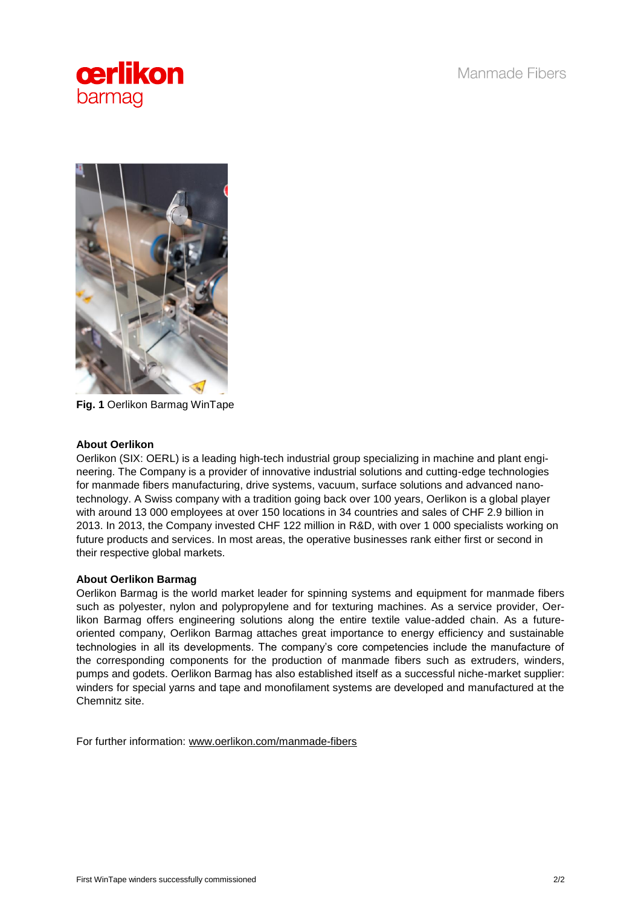**Fig. 1** Oerlikon Barmag WinTape

**About Oerlikon**

Oerlikon (SIX: OERL) is a leading high-tech industrial group specializing in machine and plant engineering. The Company is a provider of innovative industrial solutions and cutting-edge technologies for manmade fibers manufacturing, drive systems, vacuum, surface solutions and advanced nano-technology. A Swiss company with a tradition going back over 100 years, Oerlikon is a global player with around 13 000 employees at over 150 locations in 34 countries and sales of CHF 2.9 billion in 2013. In 2013, the Company invested CHF 122 million in R&D, with over 1 000 specialists working on future products and services. In most areas, the operative businesses rank either first or second in their respective global markets.

**About Oerlikon Barmag**

Oerlikon Barmag is the world market leader for spinning systems and equipment for manmade fibers such as polyester, nylon and polypropylene and for texturing machines. As a service provider, Oerlikon Barmag offers engineering solutions along the entire textile value-added chain. As a future-oriented company, Oerlikon Barmag attaches great importance to energy efficiency and sustainable technologies in all its developments. The company's core competencies include the manufacture of the corresponding components for the production of manmade fibers such as extruders, winders, pumps and godets. Oerlikon Barmag has also established itself as a successful niche-market supplier: winders for special yarns and tape and monofilament systems are developed and manufactured at the Chemnitz site.

For further information: www.oerlikon.com/manmade-fibers